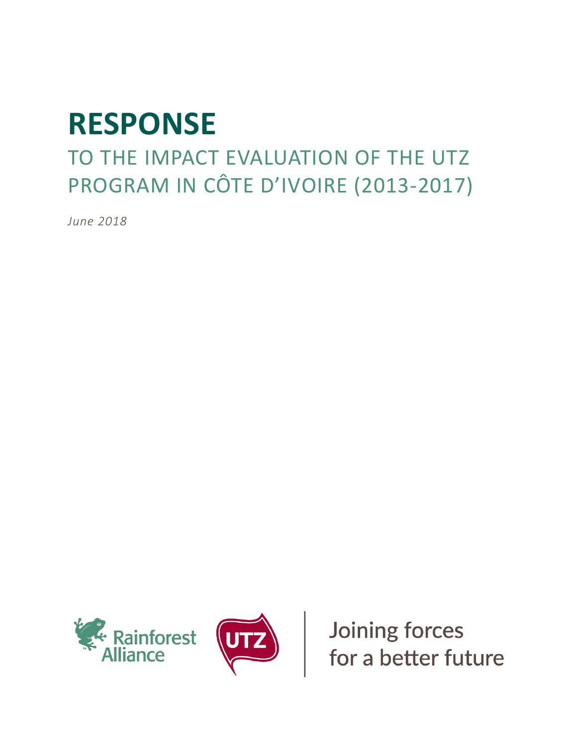# RESPONSE

## TO THE IMPACT EVALUATION OF THE UTZ PROGRAM IN CÔTE D'IVOIRE (2013-2017)

*June 2018*

Rainforest Alliance

UTZ

Joining forces for a better future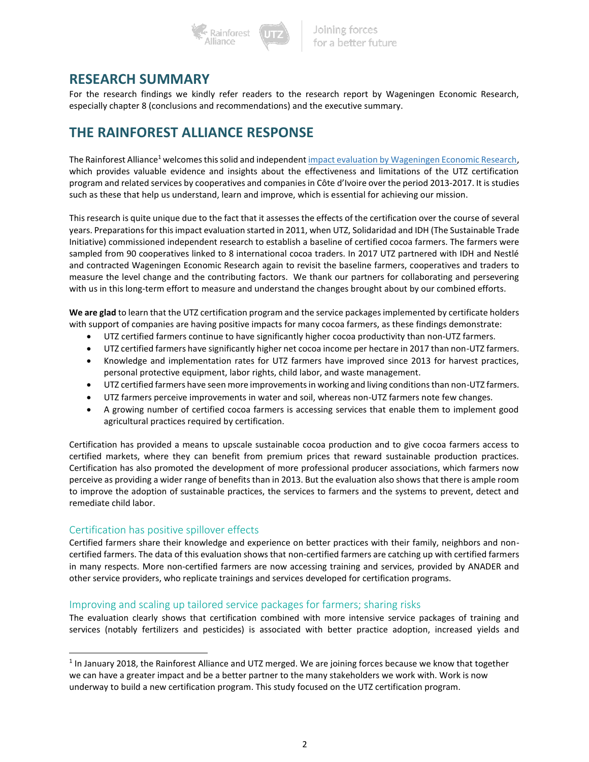# RESEARCH SUMMARY

For the research findings we kindly refer readers to the research report by Wageningen Economic Research, especially chapter 8 (conclusions and recommendations) and the executive summary.

# THE RAINFOREST ALLIANCE RESPONSE

The Rainforest Alliance[1] welcomes this solid and independent impact evaluation by Wageningen Economic Research, which provides valuable evidence and insights about the effectiveness and limitations of the UTZ certification program and related services by cooperatives and companies in Côte d'Ivoire over the period 2013-2017. It is studies such as these that help us understand, learn and improve, which is essential for achieving our mission.

This research is quite unique due to the fact that it assesses the effects of the certification over the course of several years. Preparations for this impact evaluation started in 2011, when UTZ, Solidaridad and IDH (The Sustainable Trade Initiative) commissioned independent research to establish a baseline of certified cocoa farmers. The farmers were sampled from 90 cooperatives linked to 8 international cocoa traders. In 2017 UTZ partnered with IDH and Nestlé and contracted Wageningen Economic Research again to revisit the baseline farmers, cooperatives and traders to measure the level change and the contributing factors. We thank our partners for collaborating and persevering with us in this long-term effort to measure and understand the changes brought about by our combined efforts.

**We are glad** to learn that the UTZ certification program and the service packages implemented by certificate holders with support of companies are having positive impacts for many cocoa farmers, as these findings demonstrate:

- UTZ certified farmers continue to have significantly higher cocoa productivity than non-UTZ farmers.
- UTZ certified farmers have significantly higher net cocoa income per hectare in 2017 than non-UTZ farmers.
- Knowledge and implementation rates for UTZ farmers have improved since 2013 for harvest practices, personal protective equipment, labor rights, child labor, and waste management.
- UTZ certified farmers have seen more improvements in working and living conditions than non-UTZ farmers.
- UTZ farmers perceive improvements in water and soil, whereas non-UTZ farmers note few changes.
- A growing number of certified cocoa farmers is accessing services that enable them to implement good agricultural practices required by certification.

Certification has provided a means to upscale sustainable cocoa production and to give cocoa farmers access to certified markets, where they can benefit from premium prices that reward sustainable production practices. Certification has also promoted the development of more professional producer associations, which farmers now perceive as providing a wider range of benefits than in 2013. But the evaluation also shows that there is ample room to improve the adoption of sustainable practices, the services to farmers and the systems to prevent, detect and remediate child labor.

## Certification has positive spillover effects

Certified farmers share their knowledge and experience on better practices with their family, neighbors and non-certified farmers. The data of this evaluation shows that non-certified farmers are catching up with certified farmers in many respects. More non-certified farmers are now accessing training and services, provided by ANADER and other service providers, who replicate trainings and services developed for certification programs.

## Improving and scaling up tailored service packages for farmers; sharing risks

The evaluation clearly shows that certification combined with more intensive service packages of training and services (notably fertilizers and pesticides) is associated with better practice adoption, increased yields and

[1] In January 2018, the Rainforest Alliance and UTZ merged. We are joining forces because we know that together we can have a greater impact and be a better partner to the many stakeholders we work with. Work is now underway to build a new certification program. This study focused on the UTZ certification program.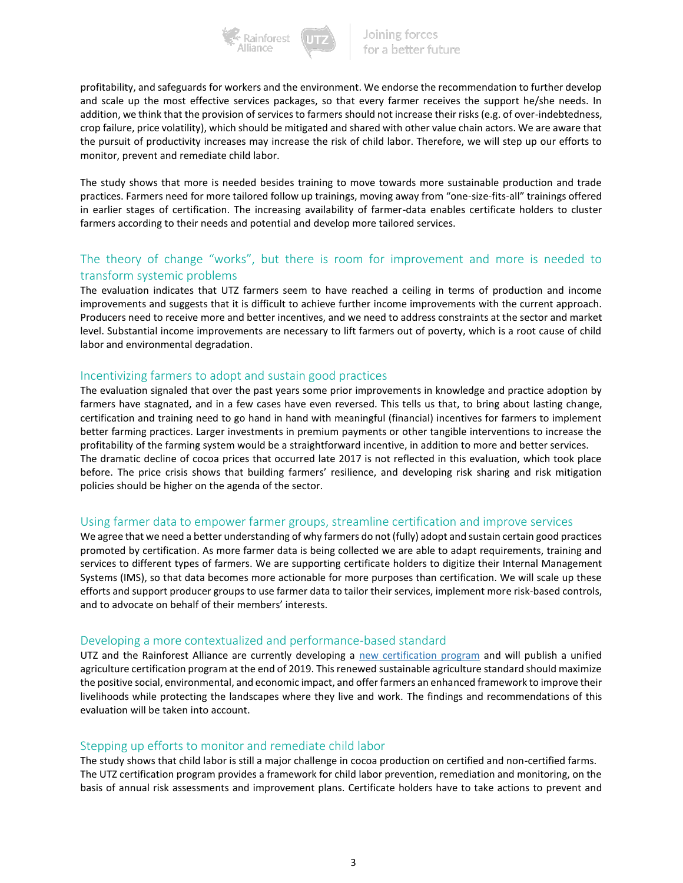profitability, and safeguards for workers and the environment. We endorse the recommendation to further develop and scale up the most effective services packages, so that every farmer receives the support he/she needs. In addition, we think that the provision of services to farmers should not increase their risks (e.g. of over-indebtedness, crop failure, price volatility), which should be mitigated and shared with other value chain actors. We are aware that the pursuit of productivity increases may increase the risk of child labor. Therefore, we will step up our efforts to monitor, prevent and remediate child labor.

The study shows that more is needed besides training to move towards more sustainable production and trade practices. Farmers need for more tailored follow up trainings, moving away from "one-size-fits-all" trainings offered in earlier stages of certification. The increasing availability of farmer-data enables certificate holders to cluster farmers according to their needs and potential and develop more tailored services.

## The theory of change "works", but there is room for improvement and more is needed to transform systemic problems

The evaluation indicates that UTZ farmers seem to have reached a ceiling in terms of production and income improvements and suggests that it is difficult to achieve further income improvements with the current approach. Producers need to receive more and better incentives, and we need to address constraints at the sector and market level. Substantial income improvements are necessary to lift farmers out of poverty, which is a root cause of child labor and environmental degradation.

### Incentivizing farmers to adopt and sustain good practices

The evaluation signaled that over the past years some prior improvements in knowledge and practice adoption by farmers have stagnated, and in a few cases have even reversed. This tells us that, to bring about lasting change, certification and training need to go hand in hand with meaningful (financial) incentives for farmers to implement better farming practices. Larger investments in premium payments or other tangible interventions to increase the profitability of the farming system would be a straightforward incentive, in addition to more and better services.
The dramatic decline of cocoa prices that occurred late 2017 is not reflected in this evaluation, which took place before. The price crisis shows that building farmers' resilience, and developing risk sharing and risk mitigation policies should be higher on the agenda of the sector.

### Using farmer data to empower farmer groups, streamline certification and improve services

We agree that we need a better understanding of why farmers do not (fully) adopt and sustain certain good practices promoted by certification. As more farmer data is being collected we are able to adapt requirements, training and services to different types of farmers. We are supporting certificate holders to digitize their Internal Management Systems (IMS), so that data becomes more actionable for more purposes than certification. We will scale up these efforts and support producer groups to use farmer data to tailor their services, implement more risk-based controls, and to advocate on behalf of their members' interests.

### Developing a more contextualized and performance-based standard

UTZ and the Rainforest Alliance are currently developing a new certification program and will publish a unified agriculture certification program at the end of 2019. This renewed sustainable agriculture standard should maximize the positive social, environmental, and economic impact, and offer farmers an enhanced framework to improve their livelihoods while protecting the landscapes where they live and work. The findings and recommendations of this evaluation will be taken into account.

### Stepping up efforts to monitor and remediate child labor

The study shows that child labor is still a major challenge in cocoa production on certified and non-certified farms. The UTZ certification program provides a framework for child labor prevention, remediation and monitoring, on the basis of annual risk assessments and improvement plans. Certificate holders have to take actions to prevent and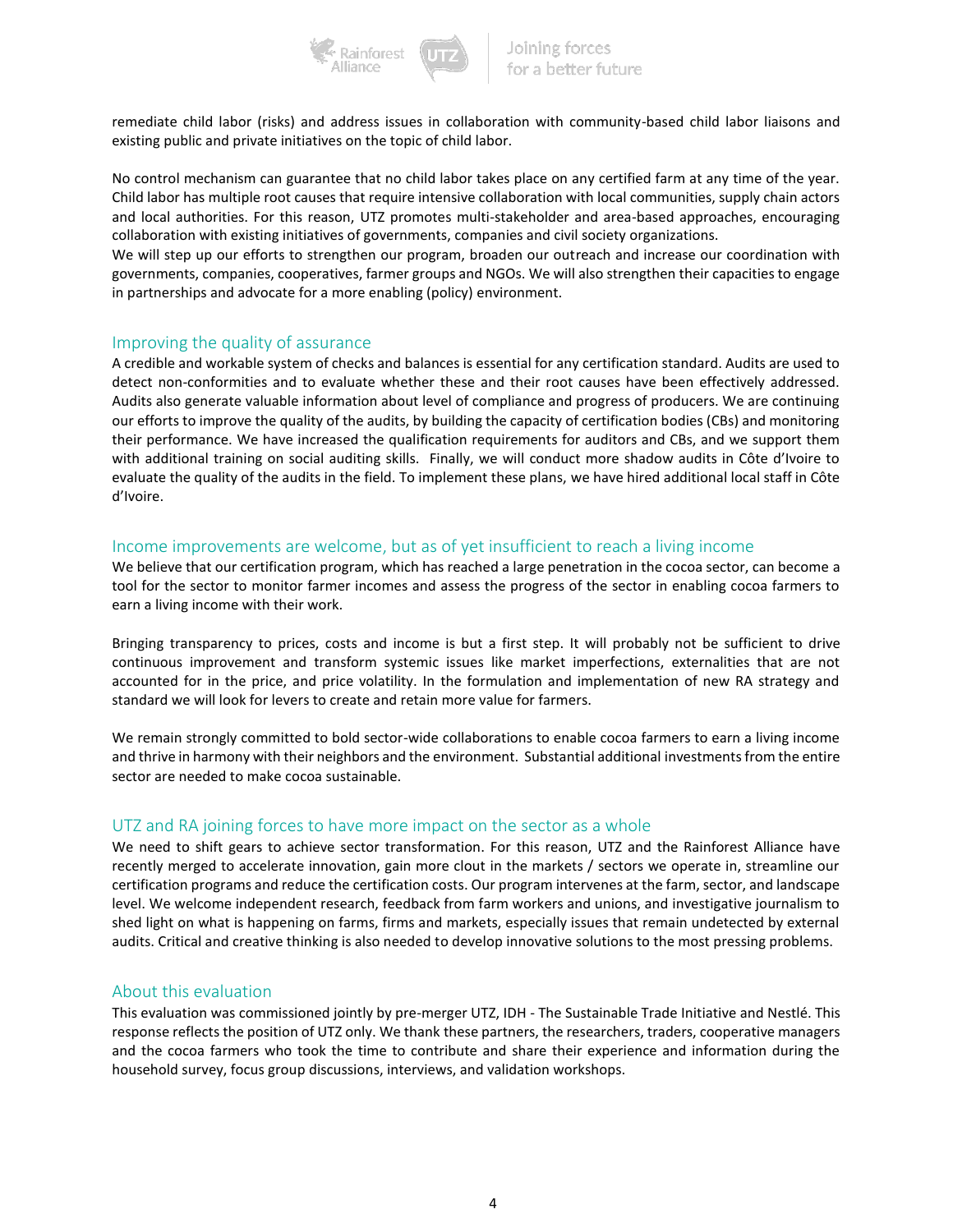remediate child labor (risks) and address issues in collaboration with community-based child labor liaisons and existing public and private initiatives on the topic of child labor.

No control mechanism can guarantee that no child labor takes place on any certified farm at any time of the year. Child labor has multiple root causes that require intensive collaboration with local communities, supply chain actors and local authorities. For this reason, UTZ promotes multi-stakeholder and area-based approaches, encouraging collaboration with existing initiatives of governments, companies and civil society organizations.
We will step up our efforts to strengthen our program, broaden our outreach and increase our coordination with governments, companies, cooperatives, farmer groups and NGOs. We will also strengthen their capacities to engage in partnerships and advocate for a more enabling (policy) environment.

## Improving the quality of assurance

A credible and workable system of checks and balances is essential for any certification standard. Audits are used to detect non-conformities and to evaluate whether these and their root causes have been effectively addressed. Audits also generate valuable information about level of compliance and progress of producers. We are continuing our efforts to improve the quality of the audits, by building the capacity of certification bodies (CBs) and monitoring their performance. We have increased the qualification requirements for auditors and CBs, and we support them with additional training on social auditing skills. Finally, we will conduct more shadow audits in Côte d'Ivoire to evaluate the quality of the audits in the field. To implement these plans, we have hired additional local staff in Côte d'Ivoire.

## Income improvements are welcome, but as of yet insufficient to reach a living income

We believe that our certification program, which has reached a large penetration in the cocoa sector, can become a tool for the sector to monitor farmer incomes and assess the progress of the sector in enabling cocoa farmers to earn a living income with their work.

Bringing transparency to prices, costs and income is but a first step. It will probably not be sufficient to drive continuous improvement and transform systemic issues like market imperfections, externalities that are not accounted for in the price, and price volatility. In the formulation and implementation of new RA strategy and standard we will look for levers to create and retain more value for farmers.

We remain strongly committed to bold sector-wide collaborations to enable cocoa farmers to earn a living income and thrive in harmony with their neighbors and the environment. Substantial additional investments from the entire sector are needed to make cocoa sustainable.

## UTZ and RA joining forces to have more impact on the sector as a whole

We need to shift gears to achieve sector transformation. For this reason, UTZ and the Rainforest Alliance have recently merged to accelerate innovation, gain more clout in the markets / sectors we operate in, streamline our certification programs and reduce the certification costs. Our program intervenes at the farm, sector, and landscape level. We welcome independent research, feedback from farm workers and unions, and investigative journalism to shed light on what is happening on farms, firms and markets, especially issues that remain undetected by external audits. Critical and creative thinking is also needed to develop innovative solutions to the most pressing problems.

## About this evaluation

This evaluation was commissioned jointly by pre-merger UTZ, IDH - The Sustainable Trade Initiative and Nestlé. This response reflects the position of UTZ only. We thank these partners, the researchers, traders, cooperative managers and the cocoa farmers who took the time to contribute and share their experience and information during the household survey, focus group discussions, interviews, and validation workshops.